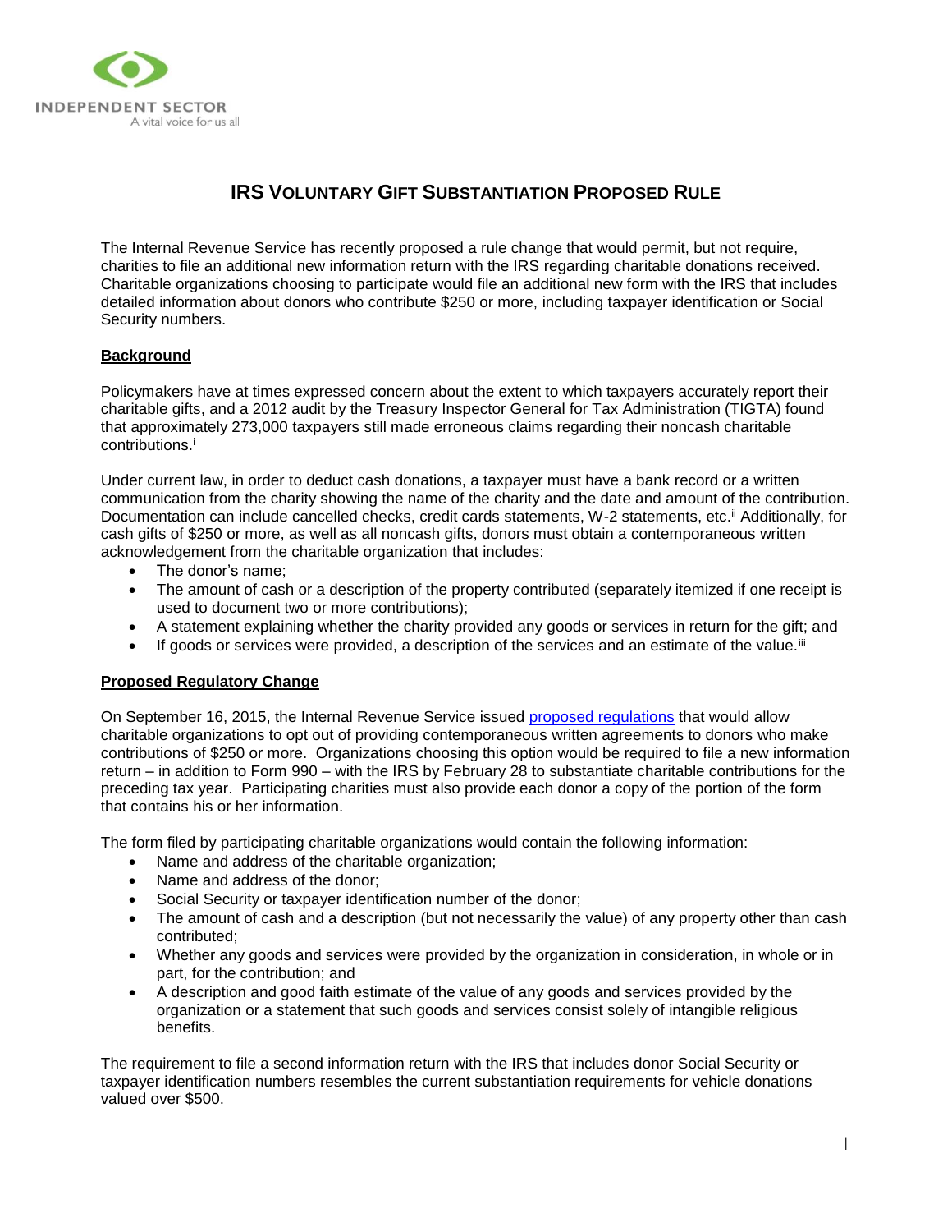INDEPENDENT SECTOR
A vital voice for us all

# IRS Voluntary Gift Substantiation Proposed Rule

The Internal Revenue Service has recently proposed a rule change that would permit, but not require, charities to file an additional new information return with the IRS regarding charitable donations received. Charitable organizations choosing to participate would file an additional new form with the IRS that includes detailed information about donors who contribute $250 or more, including taxpayer identification or Social Security numbers.

## Background

Policymakers have at times expressed concern about the extent to which taxpayers accurately report their charitable gifts, and a 2012 audit by the Treasury Inspector General for Tax Administration (TIGTA) found that approximately 273,000 taxpayers still made erroneous claims regarding their noncash charitable contributions.[i]

Under current law, in order to deduct cash donations, a taxpayer must have a bank record or a written communication from the charity showing the name of the charity and the date and amount of the contribution. Documentation can include cancelled checks, credit cards statements, W-2 statements, etc.[ii] Additionally, for cash gifts of $250 or more, as well as all noncash gifts, donors must obtain a contemporaneous written acknowledgement from the charitable organization that includes:

- The donor's name;
- The amount of cash or a description of the property contributed (separately itemized if one receipt is used to document two or more contributions);
- A statement explaining whether the charity provided any goods or services in return for the gift; and
- If goods or services were provided, a description of the services and an estimate of the value.[iii]

## Proposed Regulatory Change

On September 16, 2015, the Internal Revenue Service issued proposed regulations that would allow charitable organizations to opt out of providing contemporaneous written agreements to donors who make contributions of $250 or more. Organizations choosing this option would be required to file a new information return – in addition to Form 990 – with the IRS by February 28 to substantiate charitable contributions for the preceding tax year. Participating charities must also provide each donor a copy of the portion of the form that contains his or her information.

The form filed by participating charitable organizations would contain the following information:

- Name and address of the charitable organization;
- Name and address of the donor;
- Social Security or taxpayer identification number of the donor;
- The amount of cash and a description (but not necessarily the value) of any property other than cash contributed;
- Whether any goods and services were provided by the organization in consideration, in whole or in part, for the contribution; and
- A description and good faith estimate of the value of any goods and services provided by the organization or a statement that such goods and services consist solely of intangible religious benefits.

The requirement to file a second information return with the IRS that includes donor Social Security or taxpayer identification numbers resembles the current substantiation requirements for vehicle donations valued over $500.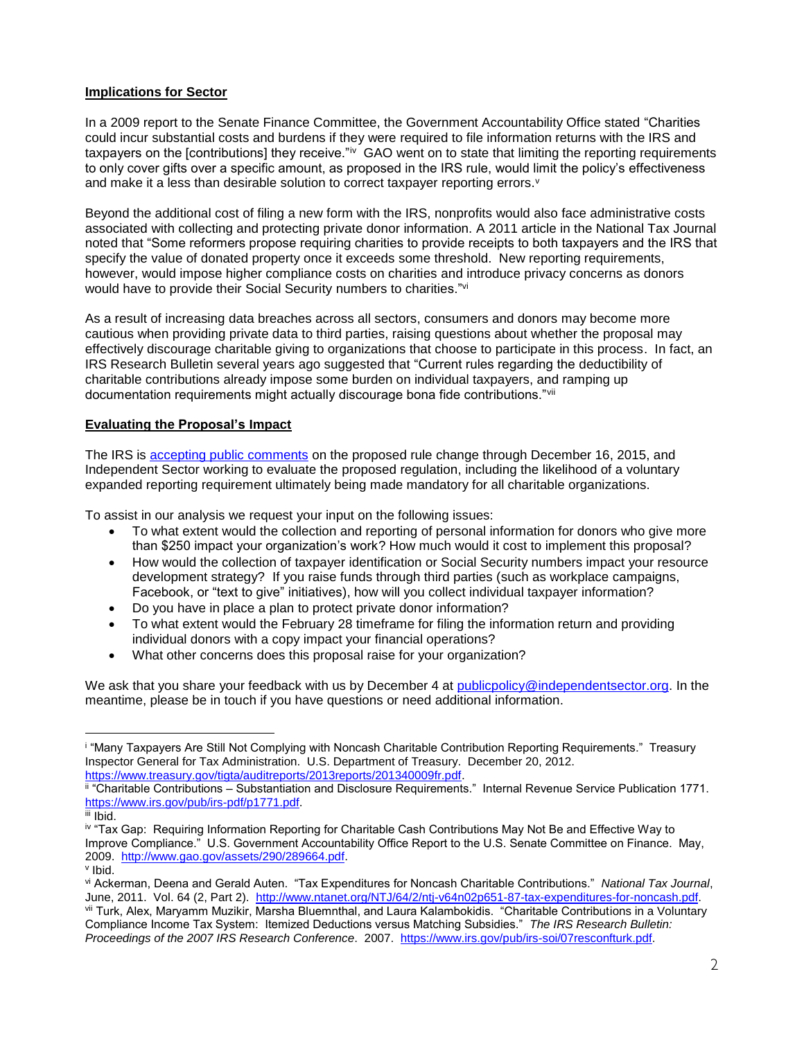**Implications for Sector**

In a 2009 report to the Senate Finance Committee, the Government Accountability Office stated "Charities could incur substantial costs and burdens if they were required to file information returns with the IRS and taxpayers on the [contributions] they receive."[iv] GAO went on to state that limiting the reporting requirements to only cover gifts over a specific amount, as proposed in the IRS rule, would limit the policy's effectiveness and make it a less than desirable solution to correct taxpayer reporting errors.[v]

Beyond the additional cost of filing a new form with the IRS, nonprofits would also face administrative costs associated with collecting and protecting private donor information. A 2011 article in the National Tax Journal noted that "Some reformers propose requiring charities to provide receipts to both taxpayers and the IRS that specify the value of donated property once it exceeds some threshold. New reporting requirements, however, would impose higher compliance costs on charities and introduce privacy concerns as donors would have to provide their Social Security numbers to charities."[vi]

As a result of increasing data breaches across all sectors, consumers and donors may become more cautious when providing private data to third parties, raising questions about whether the proposal may effectively discourage charitable giving to organizations that choose to participate in this process. In fact, an IRS Research Bulletin several years ago suggested that "Current rules regarding the deductibility of charitable contributions already impose some burden on individual taxpayers, and ramping up documentation requirements might actually discourage bona fide contributions."[vii]

**Evaluating the Proposal's Impact**

The IRS is accepting public comments on the proposed rule change through December 16, 2015, and Independent Sector working to evaluate the proposed regulation, including the likelihood of a voluntary expanded reporting requirement ultimately being made mandatory for all charitable organizations.

To assist in our analysis we request your input on the following issues:

- To what extent would the collection and reporting of personal information for donors who give more than $250 impact your organization's work? How much would it cost to implement this proposal?
- How would the collection of taxpayer identification or Social Security numbers impact your resource development strategy? If you raise funds through third parties (such as workplace campaigns, Facebook, or "text to give" initiatives), how will you collect individual taxpayer information?
- Do you have in place a plan to protect private donor information?
- To what extent would the February 28 timeframe for filing the information return and providing individual donors with a copy impact your financial operations?
- What other concerns does this proposal raise for your organization?

We ask that you share your feedback with us by December 4 at publicpolicy@independentsector.org. In the meantime, please be in touch if you have questions or need additional information.

---

[i] "Many Taxpayers Are Still Not Complying with Noncash Charitable Contribution Reporting Requirements." Treasury Inspector General for Tax Administration. U.S. Department of Treasury. December 20, 2012. https://www.treasury.gov/tigta/auditreports/2013reports/201340009fr.pdf.

[ii] "Charitable Contributions – Substantiation and Disclosure Requirements." Internal Revenue Service Publication 1771. https://www.irs.gov/pub/irs-pdf/p1771.pdf.

[iii] Ibid.

[iv] "Tax Gap: Requiring Information Reporting for Charitable Cash Contributions May Not Be and Effective Way to Improve Compliance." U.S. Government Accountability Office Report to the U.S. Senate Committee on Finance. May, 2009. http://www.gao.gov/assets/290/289664.pdf.

[v] Ibid.

[vi] Ackerman, Deena and Gerald Auten. "Tax Expenditures for Noncash Charitable Contributions." *National Tax Journal*, June, 2011. Vol. 64 (2, Part 2). http://www.ntanet.org/NTJ/64/2/ntj-v64n02p651-87-tax-expenditures-for-noncash.pdf.

[vii] Turk, Alex, Maryamm Muzikir, Marsha Bluemnthal, and Laura Kalambokidis. "Charitable Contributions in a Voluntary Compliance Income Tax System: Itemized Deductions versus Matching Subsidies." *The IRS Research Bulletin: Proceedings of the 2007 IRS Research Conference*. 2007. https://www.irs.gov/pub/irs-soi/07resconfturk.pdf.